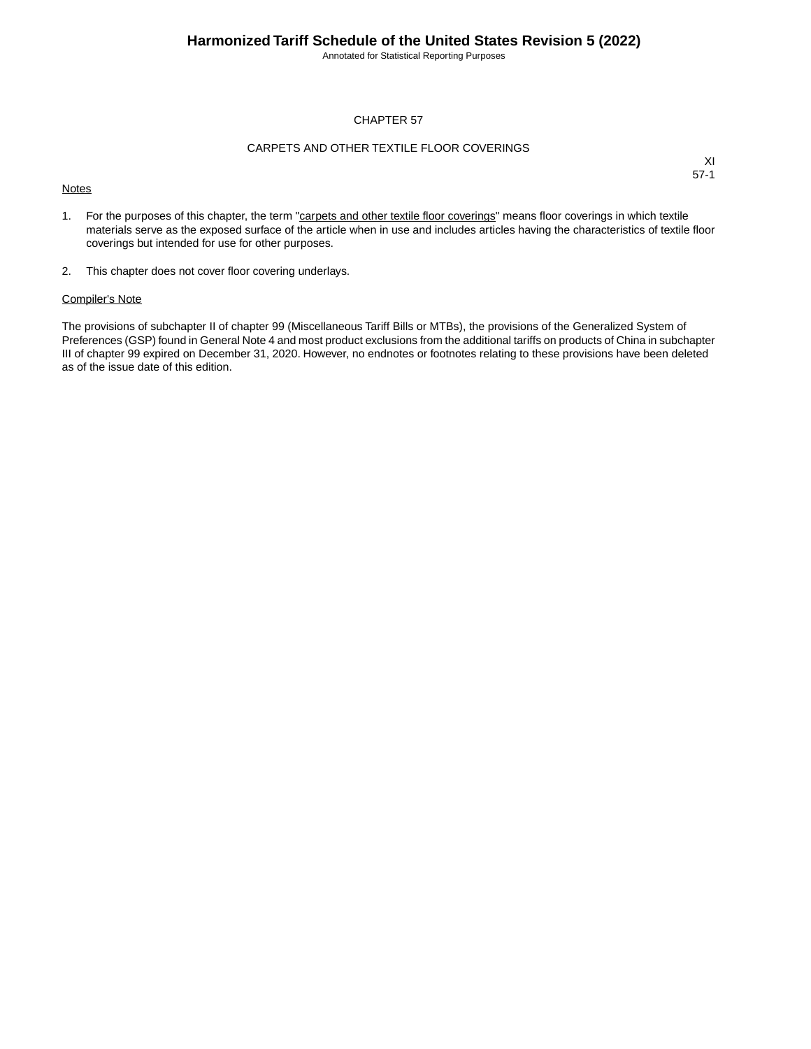# CHAPTER 57

## CARPETS AND OTHER TEXTILE FLOOR COVERINGS

XI
57-1

Notes

1. For the purposes of this chapter, the term "carpets and other textile floor coverings" means floor coverings in which textile materials serve as the exposed surface of the article when in use and includes articles having the characteristics of textile floor coverings but intended for use for other purposes.

2. This chapter does not cover floor covering underlays.

Compiler's Note

The provisions of subchapter II of chapter 99 (Miscellaneous Tariff Bills or MTBs), the provisions of the Generalized System of Preferences (GSP) found in General Note 4 and most product exclusions from the additional tariffs on products of China in subchapter III of chapter 99 expired on December 31, 2020. However, no endnotes or footnotes relating to these provisions have been deleted as of the issue date of this edition.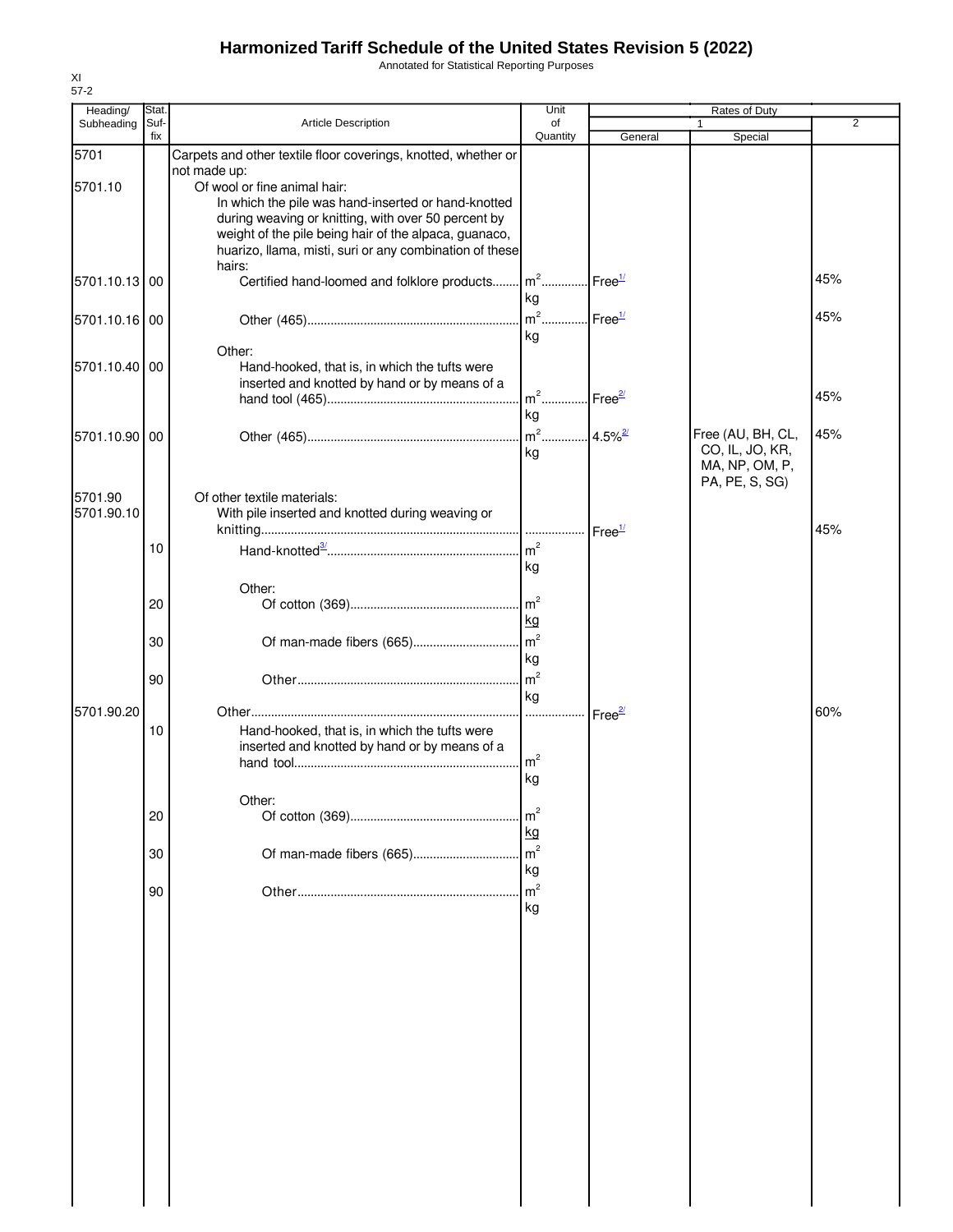# Harmonized Tariff Schedule of the United States Revision 5 (2022)

Annotated for Statistical Reporting Purposes

XI
57-2

| Heading/ Subheading | Stat. Suf- fix | Article Description | Unit of Quantity | Rates of Duty 1 General | Special | 2 |
|---|---|---|---|---|---|---|
| 5701 | | Carpets and other textile floor coverings, knotted, whether or not made up: | | | | |
| 5701.10 | | Of wool or fine animal hair: | | | | |
| | | In which the pile was hand-inserted or hand-knotted during weaving or knitting, with over 50 percent by weight of the pile being hair of the alpaca, guanaco, huarizo, llama, misti, suri or any combination of these hairs: | | | | |
| 5701.10.13 | 00 | Certified hand-loomed and folklore products | m[2] kg | Free[1/] | | 45% |
| 5701.10.16 | 00 | Other (465) | m[2] kg | Free[1/] | | 45% |
| | | Other: | | | | |
| 5701.10.40 | 00 | Hand-hooked, that is, in which the tufts were inserted and knotted by hand or by means of a hand tool (465) | m[2] kg | Free[2/] | | 45% |
| 5701.10.90 | 00 | Other (465) | m[2] kg | 4.5%[2/] | Free (AU, BH, CL, CO, IL, JO, KR, MA, NP, OM, P, PA, PE, S, SG) | 45% |
| 5701.90 | | Of other textile materials: | | | | |
| 5701.90.10 | | With pile inserted and knotted during weaving or knitting | | Free[1/] | | 45% |
| | 10 | Hand-knotted[3/] | m[2] kg | | | |
| | | Other: | | | | |
| | 20 | Of cotton (369) | m[2] kg | | | |
| | 30 | Of man-made fibers (665) | m[2] kg | | | |
| | 90 | Other | m[2] kg | | | |
| 5701.90.20 | | Other | | Free[2/] | | 60% |
| | 10 | Hand-hooked, that is, in which the tufts were inserted and knotted by hand or by means of a hand tool | m[2] kg | | | |
| | | Other: | | | | |
| | 20 | Of cotton (369) | m[2] kg | | | |
| | 30 | Of man-made fibers (665) | m[2] kg | | | |
| | 90 | Other | m[2] kg | | | |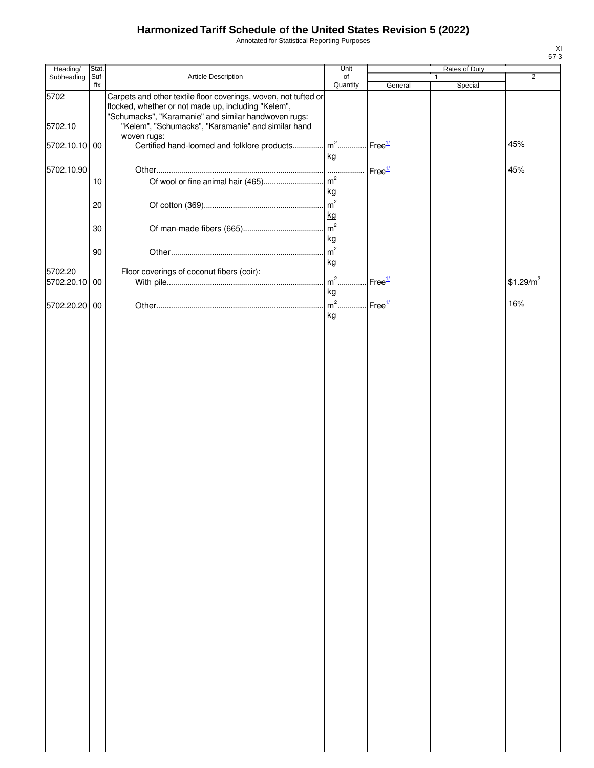# Harmonized Tariff Schedule of the United States Revision 5 (2022)

Annotated for Statistical Reporting Purposes

XI
57-3

| Heading/ Subheading | Stat. Suf- fix | Article Description | Unit of Quantity | Rates of Duty 1 General | Special | 2 |
|---|---|---|---|---|---|---|
| 5702 | | Carpets and other textile floor coverings, woven, not tufted or flocked, whether or not made up, including "Kelem", "Schumacks", "Karamanie" and similar handwoven rugs: | | | | |
| 5702.10 | | "Kelem", "Schumacks", "Karamanie" and similar hand woven rugs: | | | | |
| 5702.10.10 | 00 | Certified hand-loomed and folklore products | $m^2$ kg | Free[1/] | | 45% |
| 5702.10.90 | | Other | | Free[1/] | | 45% |
| | 10 | Of wool or fine animal hair (465) | $m^2$ kg | | | |
| | 20 | Of cotton (369) | $m^2$ kg | | | |
| | 30 | Of man-made fibers (665) | $m^2$ kg | | | |
| | 90 | Other | $m^2$ kg | | | |
| 5702.20 | | Floor coverings of coconut fibers (coir): | | | | |
| 5702.20.10 | 00 | With pile | $m^2$ kg | Free[1/] | | $1.29/$m^2$ |
| 5702.20.20 | 00 | Other | $m^2$ kg | Free[1/] | | 16% |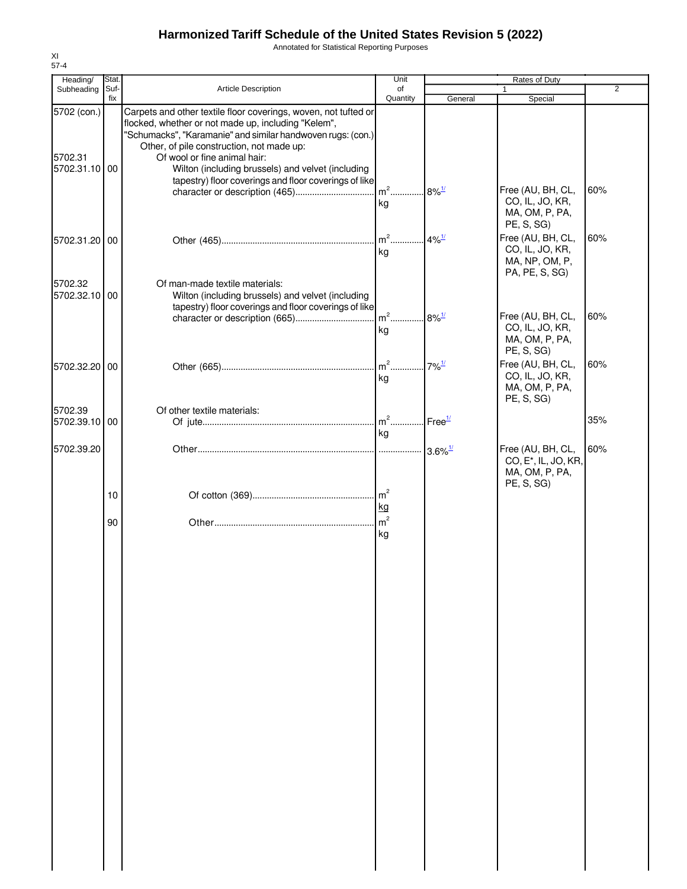# Harmonized Tariff Schedule of the United States Revision 5 (2022)

Annotated for Statistical Reporting Purposes

XI
57-4

| Heading/ Subheading | Stat. Suf- fix | Article Description | Unit of Quantity | Rates of Duty 1 General | Special | 2 |
|---|---|---|---|---|---|---|
| 5702 (con.) | | Carpets and other textile floor coverings, woven, not tufted or flocked, whether or not made up, including "Kelem", "Schumacks", "Karamanie" and similar handwoven rugs: (con.) | | | | |
| | | Other, of pile construction, not made up: | | | | |
| 5702.31 | | Of wool or fine animal hair: | | | | |
| 5702.31.10 | 00 | Wilton (including brussels) and velvet (including tapestry) floor coverings and floor coverings of like character or description (465) | m² kg | 8%[1/] | Free (AU, BH, CL, CO, IL, JO, KR, MA, OM, P, PA, PE, S, SG) | 60% |
| 5702.31.20 | 00 | Other (465) | m² kg | 4%[1/] | Free (AU, BH, CL, CO, IL, JO, KR, MA, NP, OM, P, PA, PE, S, SG) | 60% |
| 5702.32 | | Of man-made textile materials: | | | | |
| 5702.32.10 | 00 | Wilton (including brussels) and velvet (including tapestry) floor coverings and floor coverings of like character or description (665) | m² kg | 8%[1/] | Free (AU, BH, CL, CO, IL, JO, KR, MA, OM, P, PA, PE, S, SG) | 60% |
| 5702.32.20 | 00 | Other (665) | m² kg | 7%[1/] | Free (AU, BH, CL, CO, IL, JO, KR, MA, OM, P, PA, PE, S, SG) | 60% |
| 5702.39 | | Of other textile materials: | | | | |
| 5702.39.10 | 00 | Of jute | m² kg | Free[1/] | | 35% |
| 5702.39.20 | | Other | | 3.6%[1/] | Free (AU, BH, CL, CO, E*, IL, JO, KR, MA, OM, P, PA, PE, S, SG) | 60% |
| | 10 | Of cotton (369) | m² kg | | | |
| | 90 | Other | m² kg | | | |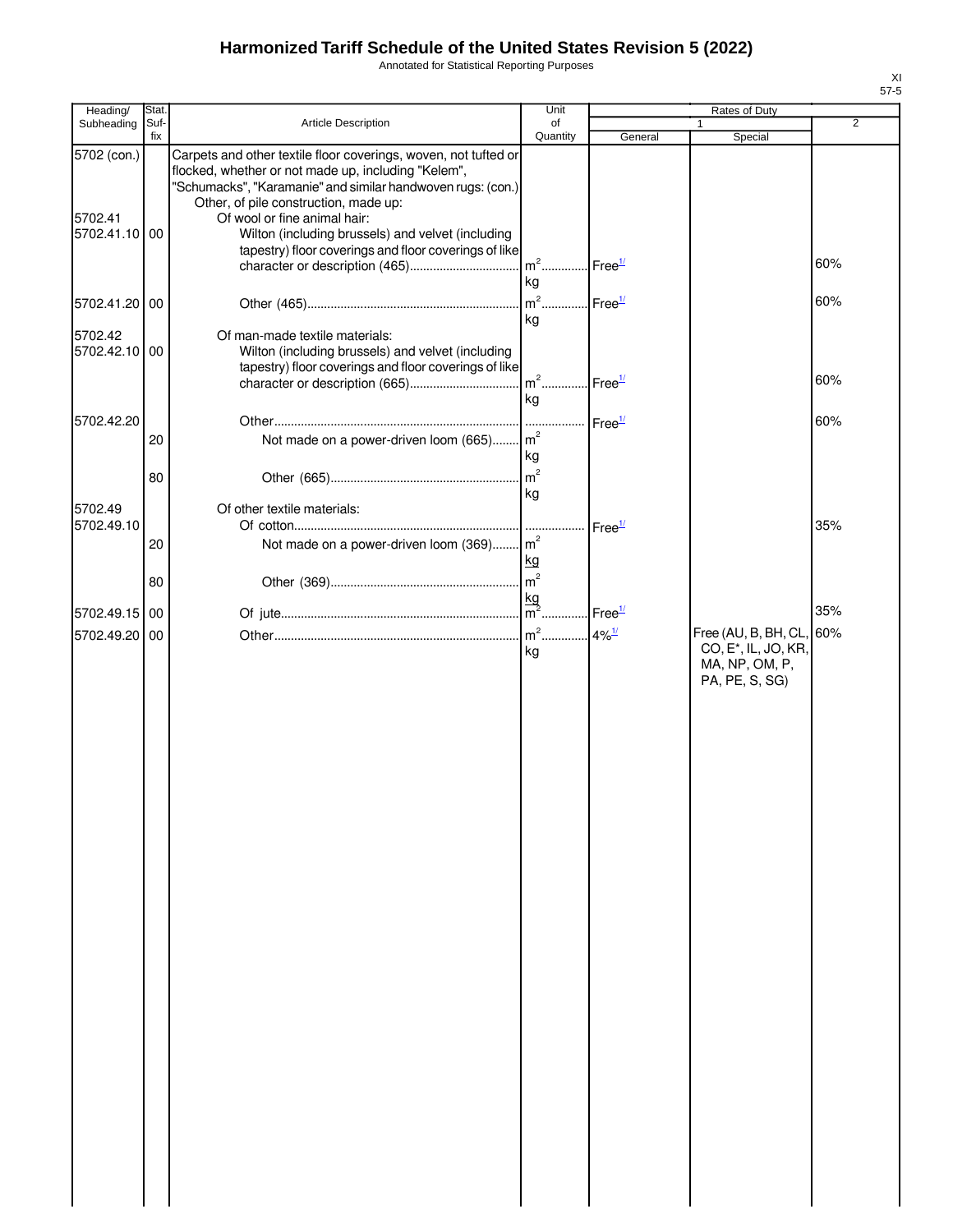# Harmonized Tariff Schedule of the United States Revision 5 (2022)

Annotated for Statistical Reporting Purposes

XI
57-5

| Heading/ Subheading | Stat. Suf- fix | Article Description | Unit of Quantity | Rates of Duty 1 General | Special | 2 |
|---|---|---|---|---|---|---|
| 5702 (con.) | | Carpets and other textile floor coverings, woven, not tufted or flocked, whether or not made up, including "Kelem", "Schumacks", "Karamanie" and similar handwoven rugs: (con.) | | | | |
| | | Other, of pile construction, made up: | | | | |
| 5702.41 | | Of wool or fine animal hair: | | | | |
| 5702.41.10 | 00 | Wilton (including brussels) and velvet (including tapestry) floor coverings and floor coverings of like character or description (465) | $m^2$ kg | Free[1/] | | 60% |
| 5702.41.20 | 00 | Other (465) | $m^2$ kg | Free[1/] | | 60% |
| 5702.42 | | Of man-made textile materials: | | | | |
| 5702.42.10 | 00 | Wilton (including brussels) and velvet (including tapestry) floor coverings and floor coverings of like character or description (665) | $m^2$ kg | Free[1/] | | 60% |
| 5702.42.20 | | Other | | Free[1/] | | 60% |
| | 20 | Not made on a power-driven loom (665) | $m^2$ kg | | | |
| | 80 | Other (665) | $m^2$ kg | | | |
| 5702.49 | | Of other textile materials: | | | | |
| 5702.49.10 | | Of cotton | | Free[1/] | | 35% |
| | 20 | Not made on a power-driven loom (369) | $m^2$ kg | | | |
| | 80 | Other (369) | $m^2$ kg | | | |
| 5702.49.15 | 00 | Of jute | $m^2$ | Free[1/] | | 35% |
| 5702.49.20 | 00 | Other | $m^2$ kg | 4%[1/] | Free (AU, B, BH, CL, CO, E*, IL, JO, KR, MA, NP, OM, P, PA, PE, S, SG) | 60% |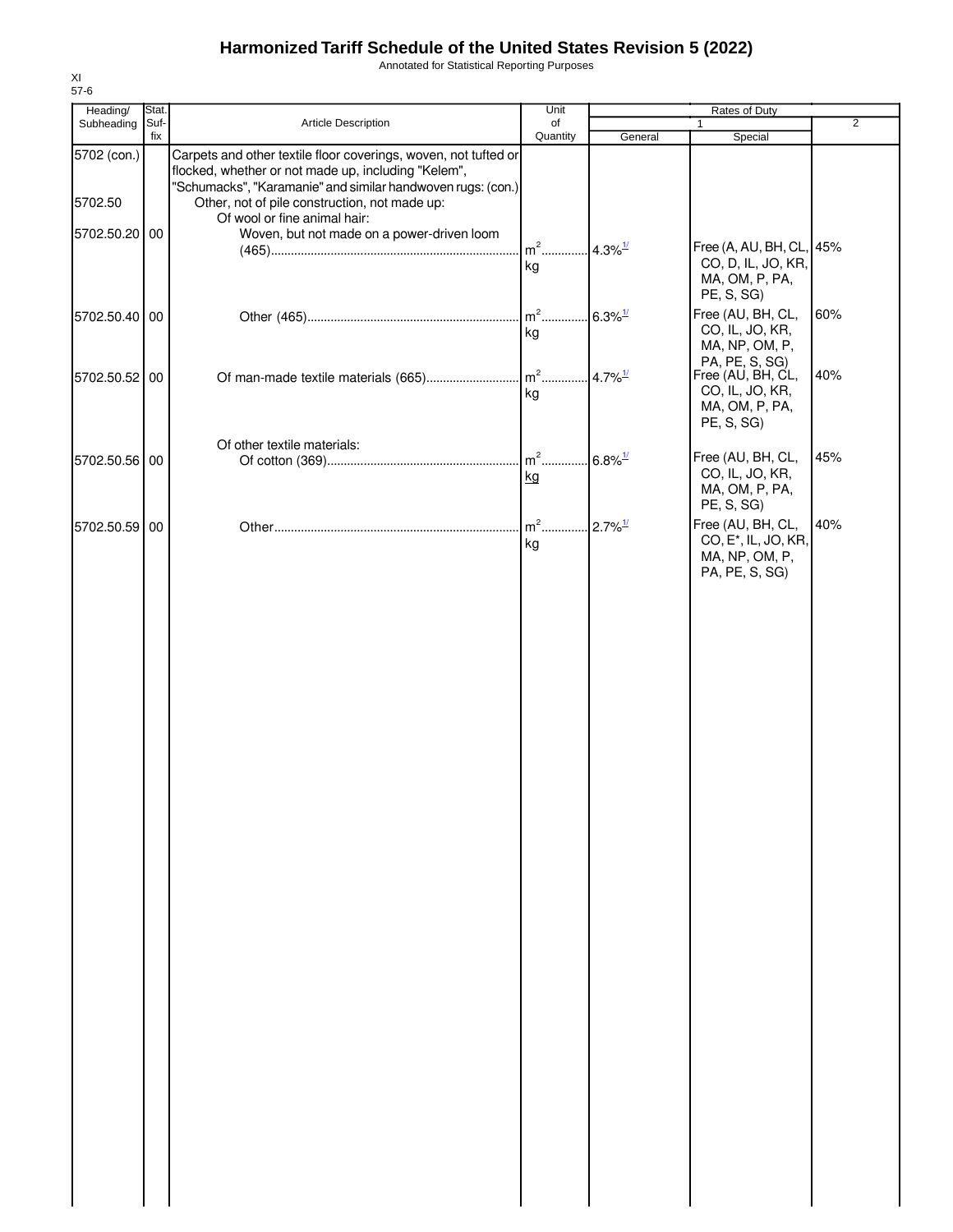# Harmonized Tariff Schedule of the United States Revision 5 (2022)

Annotated for Statistical Reporting Purposes

XI
57-6

| Heading/ Subheading | Stat. Suf- fix | Article Description | Unit of Quantity | Rates of Duty 1 General | Special | 2 |
|---|---|---|---|---|---|---|
| 5702 (con.) | | Carpets and other textile floor coverings, woven, not tufted or flocked, whether or not made up, including "Kelem", "Schumacks", "Karamanie" and similar handwoven rugs: (con.) | | | | |
| 5702.50 | | Other, not of pile construction, not made up: | | | | |
| | | Of wool or fine animal hair: | | | | |
| 5702.50.20 | 00 | Woven, but not made on a power-driven loom (465) | $m^2$ kg | 4.3%[1/] | Free (A, AU, BH, CL, CO, D, IL, JO, KR, MA, OM, P, PA, PE, S, SG) | 45% |
| 5702.50.40 | 00 | Other (465) | $m^2$ kg | 6.3%[1/] | Free (AU, BH, CL, CO, IL, JO, KR, MA, NP, OM, P, PA, PE, S, SG) | 60% |
| 5702.50.52 | 00 | Of man-made textile materials (665) | $m^2$ kg | 4.7%[1/] | Free (AU, BH, CL, CO, IL, JO, KR, MA, OM, P, PA, PE, S, SG) | 40% |
| | | Of other textile materials: | | | | |
| 5702.50.56 | 00 | Of cotton (369) | $m^2$ kg | 6.8%[1/] | Free (AU, BH, CL, CO, IL, JO, KR, MA, OM, P, PA, PE, S, SG) | 45% |
| 5702.50.59 | 00 | Other | $m^2$ kg | 2.7%[1/] | Free (AU, BH, CL, CO, E*, IL, JO, KR, MA, NP, OM, P, PA, PE, S, SG) | 40% |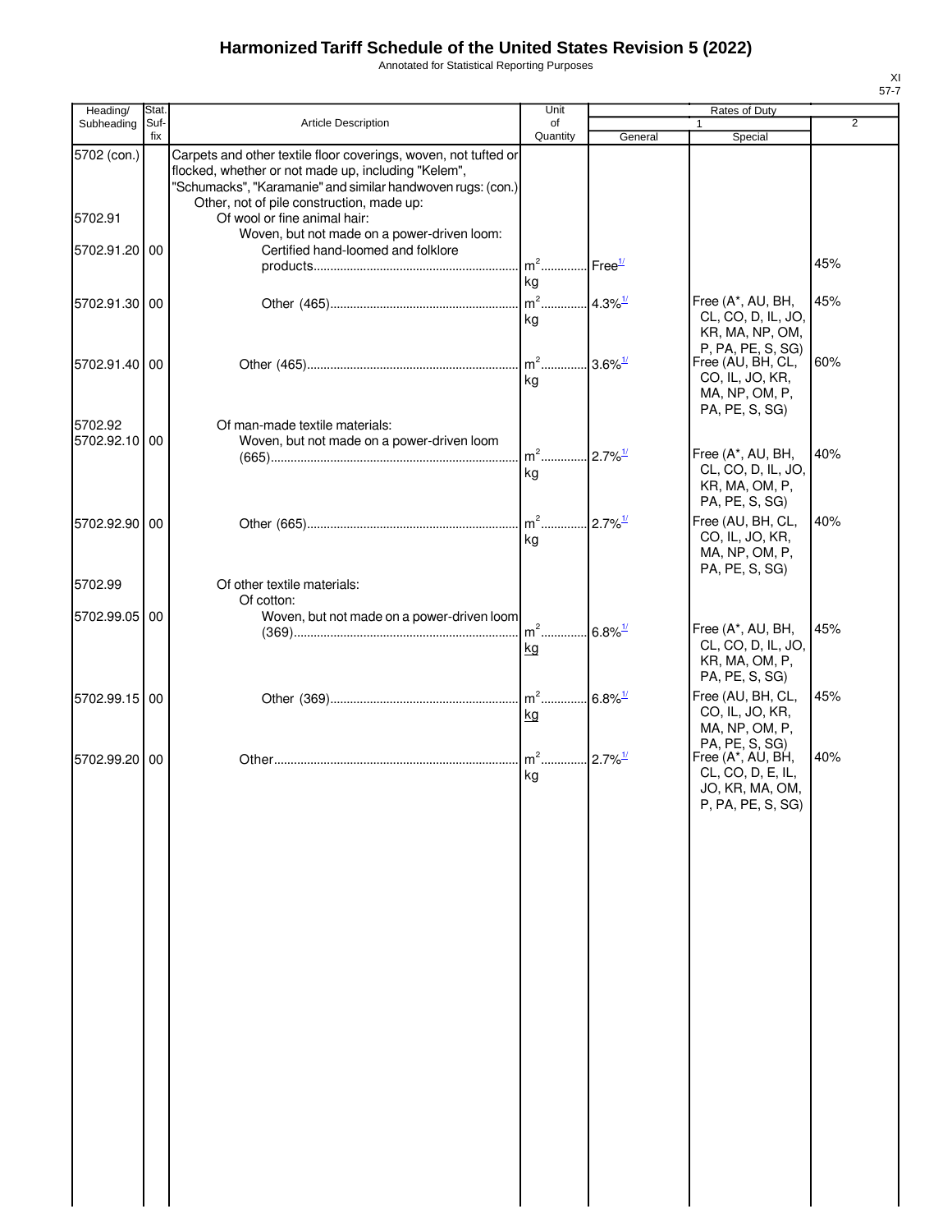# Harmonized Tariff Schedule of the United States Revision 5 (2022)

Annotated for Statistical Reporting Purposes

XI
57-7

| Heading/ Subheading | Stat. Suf- fix | Article Description | Unit of Quantity | Rates of Duty 1 General | Rates of Duty 1 Special | Rates of Duty 2 |
|---|---|---|---|---|---|---|
| 5702 (con.) | | Carpets and other textile floor coverings, woven, not tufted or flocked, whether or not made up, including "Kelem", "Schumacks", "Karamanie" and similar handwoven rugs: (con.) | | | | |
| | | Other, not of pile construction, made up: | | | | |
| 5702.91 | | Of wool or fine animal hair: | | | | |
| | | Woven, but not made on a power-driven loom: | | | | |
| 5702.91.20 | 00 | Certified hand-loomed and folklore products | m² kg | Free[1/] | | 45% |
| 5702.91.30 | 00 | Other (465) | m² kg | 4.3%[1/] | Free (A*, AU, BH, CL, CO, D, IL, JO, KR, MA, NP, OM, P, PA, PE, S, SG) | 45% |
| 5702.91.40 | 00 | Other (465) | m² kg | 3.6%[1/] | Free (AU, BH, CL, CO, IL, JO, KR, MA, NP, OM, P, PA, PE, S, SG) | 60% |
| 5702.92 | | Of man-made textile materials: | | | | |
| 5702.92.10 | 00 | Woven, but not made on a power-driven loom (665) | m² kg | 2.7%[1/] | Free (A*, AU, BH, CL, CO, D, IL, JO, KR, MA, OM, P, PA, PE, S, SG) | 40% |
| 5702.92.90 | 00 | Other (665) | m² kg | 2.7%[1/] | Free (AU, BH, CL, CO, IL, JO, KR, MA, NP, OM, P, PA, PE, S, SG) | 40% |
| 5702.99 | | Of other textile materials: | | | | |
| | | Of cotton: | | | | |
| 5702.99.05 | 00 | Woven, but not made on a power-driven loom (369) | m² kg | 6.8%[1/] | Free (A*, AU, BH, CL, CO, D, IL, JO, KR, MA, OM, P, PA, PE, S, SG) | 45% |
| 5702.99.15 | 00 | Other (369) | m² kg | 6.8%[1/] | Free (AU, BH, CL, CO, IL, JO, KR, MA, NP, OM, P, PA, PE, S, SG) | 45% |
| 5702.99.20 | 00 | Other | m² kg | 2.7%[1/] | Free (A*, AU, BH, CL, CO, D, E, IL, JO, KR, MA, OM, P, PA, PE, S, SG) | 40% |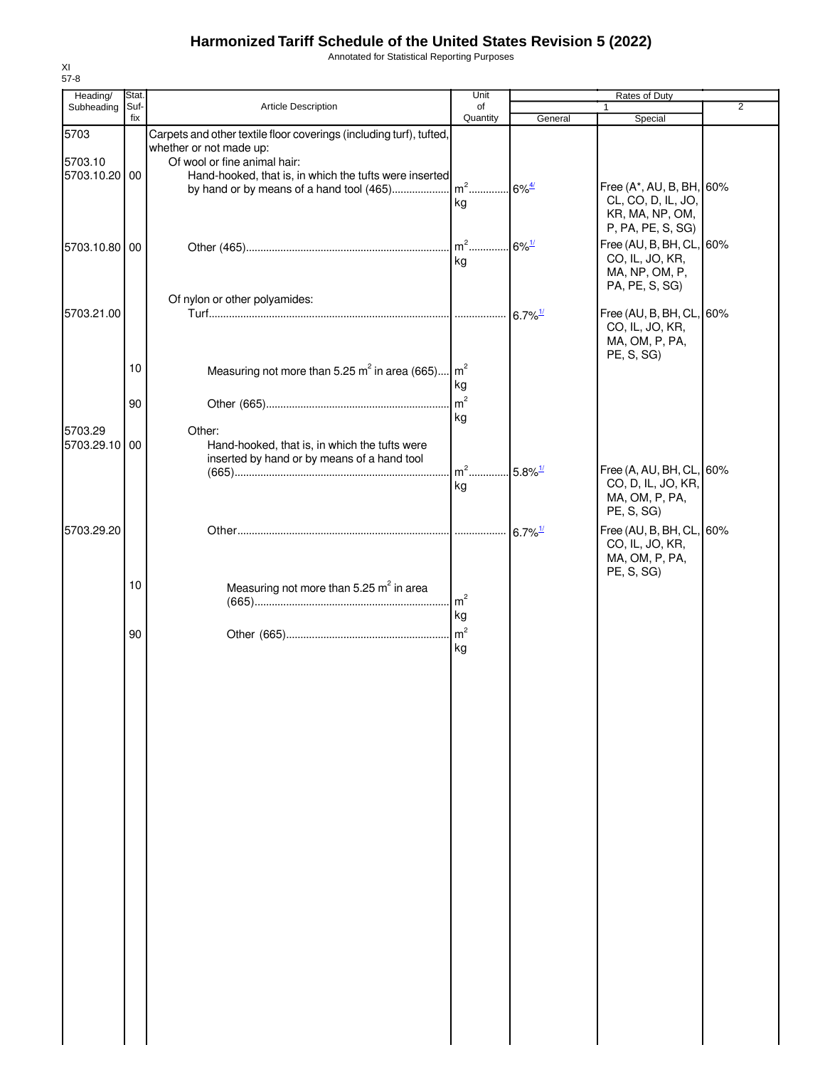# Harmonized Tariff Schedule of the United States Revision 5 (2022)

Annotated for Statistical Reporting Purposes

XI
57-8

| Heading/ Subheading | Stat. Suf- fix | Article Description | Unit of Quantity | Rates of Duty 1 General | Special | 2 |
|---|---|---|---|---|---|---|
| 5703 | | Carpets and other textile floor coverings (including turf), tufted, whether or not made up: | | | | |
| 5703.10 | | Of wool or fine animal hair: | | | | |
| 5703.10.20 | 00 | Hand-hooked, that is, in which the tufts were inserted by hand or by means of a hand tool (465) | $m^2$ kg | 6%[4/] | Free (A*, AU, B, BH, CL, CO, D, IL, JO, KR, MA, NP, OM, P, PA, PE, S, SG) | 60% |
| 5703.10.80 | 00 | Other (465) | $m^2$ kg | 6%[1/] | Free (AU, B, BH, CL, CO, IL, JO, KR, MA, NP, OM, P, PA, PE, S, SG) | 60% |
| | | Of nylon or other polyamides: | | | | |
| 5703.21.00 | | Turf | | 6.7%[1/] | Free (AU, B, BH, CL, CO, IL, JO, KR, MA, OM, P, PA, PE, S, SG) | 60% |
| | 10 | Measuring not more than 5.25 $m^2$ in area (665) | $m^2$ kg | | | |
| | 90 | Other (665) | $m^2$ kg | | | |
| 5703.29 | | Other: | | | | |
| 5703.29.10 | 00 | Hand-hooked, that is, in which the tufts were inserted by hand or by means of a hand tool (665) | $m^2$ kg | 5.8%[1/] | Free (A, AU, BH, CL, CO, D, IL, JO, KR, MA, OM, P, PA, PE, S, SG) | 60% |
| 5703.29.20 | | Other | | 6.7%[1/] | Free (AU, B, BH, CL, CO, IL, JO, KR, MA, OM, P, PA, PE, S, SG) | 60% |
| | 10 | Measuring not more than 5.25 $m^2$ in area (665) | $m^2$ kg | | | |
| | 90 | Other (665) | $m^2$ kg | | | |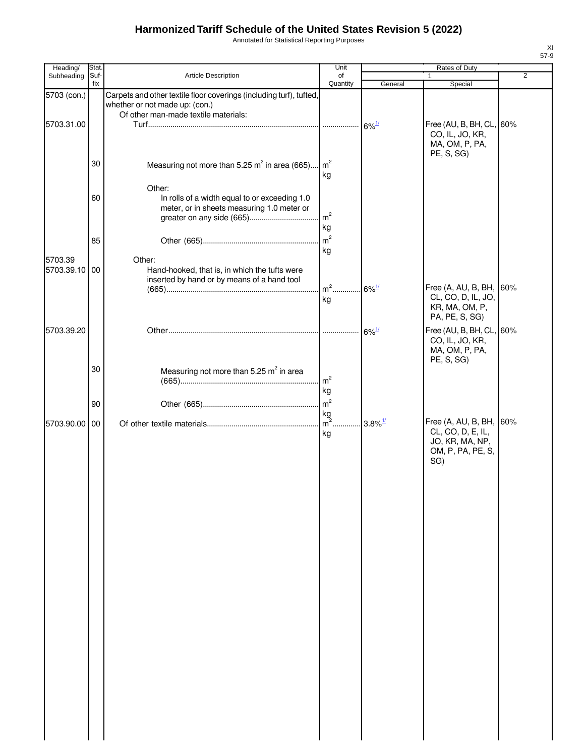# Harmonized Tariff Schedule of the United States Revision 5 (2022)

Annotated for Statistical Reporting Purposes

XI
57-9

| Heading/ Subheading | Stat. Suf- fix | Article Description | Unit of Quantity | Rates of Duty 1 General | Rates of Duty 1 Special | Rates of Duty 2 |
|---|---|---|---|---|---|---|
| 5703 (con.) | | Carpets and other textile floor coverings (including turf), tufted, whether or not made up: (con.) | | | | |
| | | Of other man-made textile materials: | | | | |
| 5703.31.00 | | Turf | | 6%[1/] | Free (AU, B, BH, CL, CO, IL, JO, KR, MA, OM, P, PA, PE, S, SG) | 60% |
| | 30 | Measuring not more than 5.25 $m^2$ in area (665) | $m^2$ kg | | | |
| | | Other: | | | | |
| | 60 | In rolls of a width equal to or exceeding 1.0 meter, or in sheets measuring 1.0 meter or greater on any side (665) | $m^2$ kg | | | |
| | 85 | Other (665) | $m^2$ kg | | | |
| 5703.39 | | Other: | | | | |
| 5703.39.10 | 00 | Hand-hooked, that is, in which the tufts were inserted by hand or by means of a hand tool (665) | $m^2$ kg | 6%[1/] | Free (A, AU, B, BH, CL, CO, D, IL, JO, KR, MA, OM, P, PA, PE, S, SG) | 60% |
| 5703.39.20 | | Other | | 6%[1/] | Free (AU, B, BH, CL, CO, IL, JO, KR, MA, OM, P, PA, PE, S, SG) | 60% |
| | 30 | Measuring not more than 5.25 $m^2$ in area (665) | $m^2$ kg | | | |
| | 90 | Other (665) | $m^2$ kg | | | |
| 5703.90.00 | 00 | Of other textile materials | $m^2$ kg | 3.8%[1/] | Free (A, AU, B, BH, CL, CO, D, E, IL, JO, KR, MA, NP, OM, P, PA, PE, S, SG) | 60% |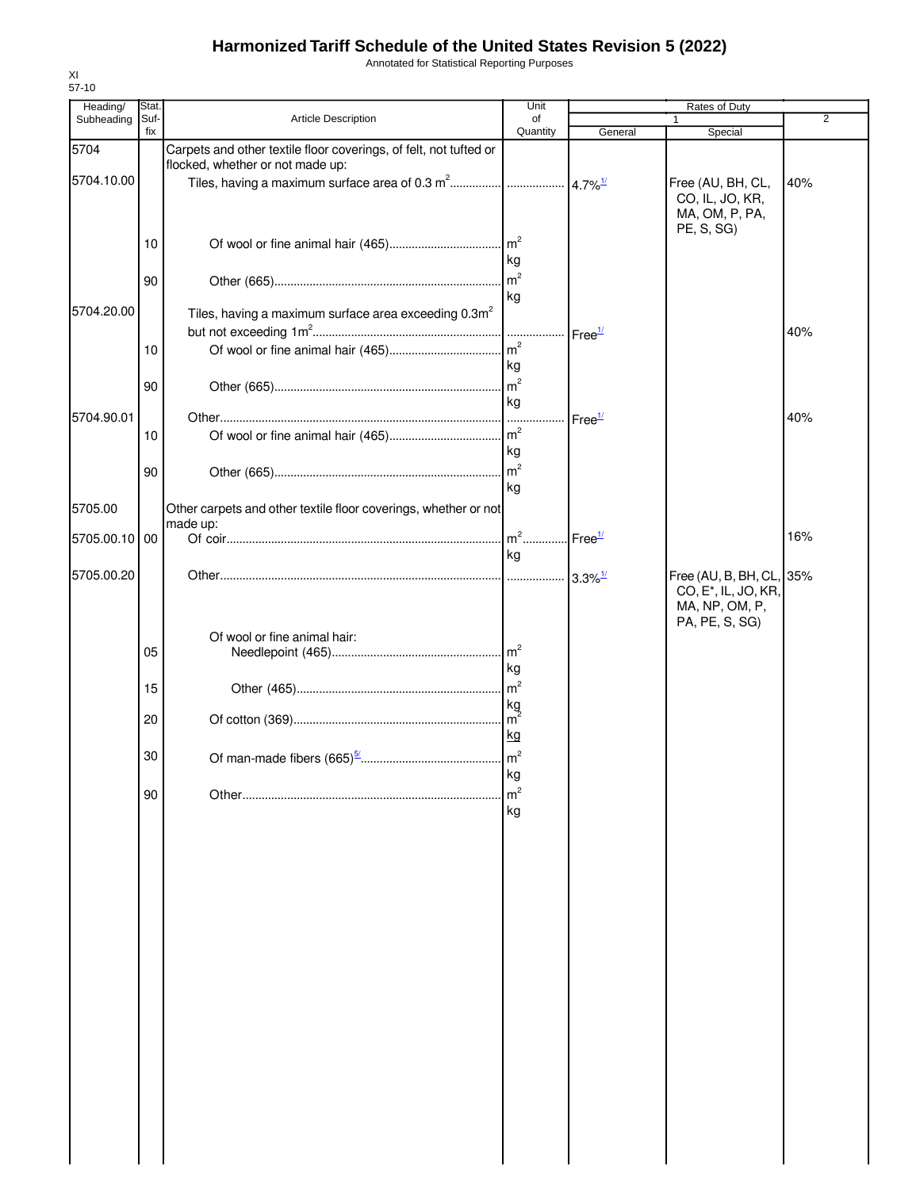# Harmonized Tariff Schedule of the United States Revision 5 (2022)

Annotated for Statistical Reporting Purposes

XI
57-10

| Heading/ Subheading | Stat. Suf- fix | Article Description | Unit of Quantity | Rates of Duty 1 General | Special | 2 |
|---|---|---|---|---|---|---|
| 5704 | | Carpets and other textile floor coverings, of felt, not tufted or flocked, whether or not made up: | | | | |
| 5704.10.00 | | Tiles, having a maximum surface area of 0.3 $m^2$ | | 4.7%[1/] | Free (AU, BH, CL, CO, IL, JO, KR, MA, OM, P, PA, PE, S, SG) | 40% |
| | 10 | Of wool or fine animal hair (465) | $m^2$ kg | | | |
| | 90 | Other (665) | $m^2$ kg | | | |
| 5704.20.00 | | Tiles, having a maximum surface area exceeding 0.3$m^2$ but not exceeding 1$m^2$ | | Free[1/] | | 40% |
| | 10 | Of wool or fine animal hair (465) | $m^2$ kg | | | |
| | 90 | Other (665) | $m^2$ kg | | | |
| 5704.90.01 | | Other | | Free[1/] | | 40% |
| | 10 | Of wool or fine animal hair (465) | $m^2$ kg | | | |
| | 90 | Other (665) | $m^2$ kg | | | |
| 5705.00 | | Other carpets and other textile floor coverings, whether or not made up: | | | | |
| 5705.00.10 | 00 | Of coir | $m^2$ kg | Free[1/] | | 16% |
| 5705.00.20 | | Other | | 3.3%[1/] | Free (AU, B, BH, CL, CO, E*, IL, JO, KR, MA, NP, OM, P, PA, PE, S, SG) | 35% |
| | | Of wool or fine animal hair: | | | | |
| | 05 | Needlepoint (465) | $m^2$ kg | | | |
| | 15 | Other (465) | $m^2$ kg | | | |
| | 20 | Of cotton (369) | $m^2$ kg | | | |
| | 30 | Of man-made fibers (665)[5/] | $m^2$ kg | | | |
| | 90 | Other | $m^2$ kg | | | |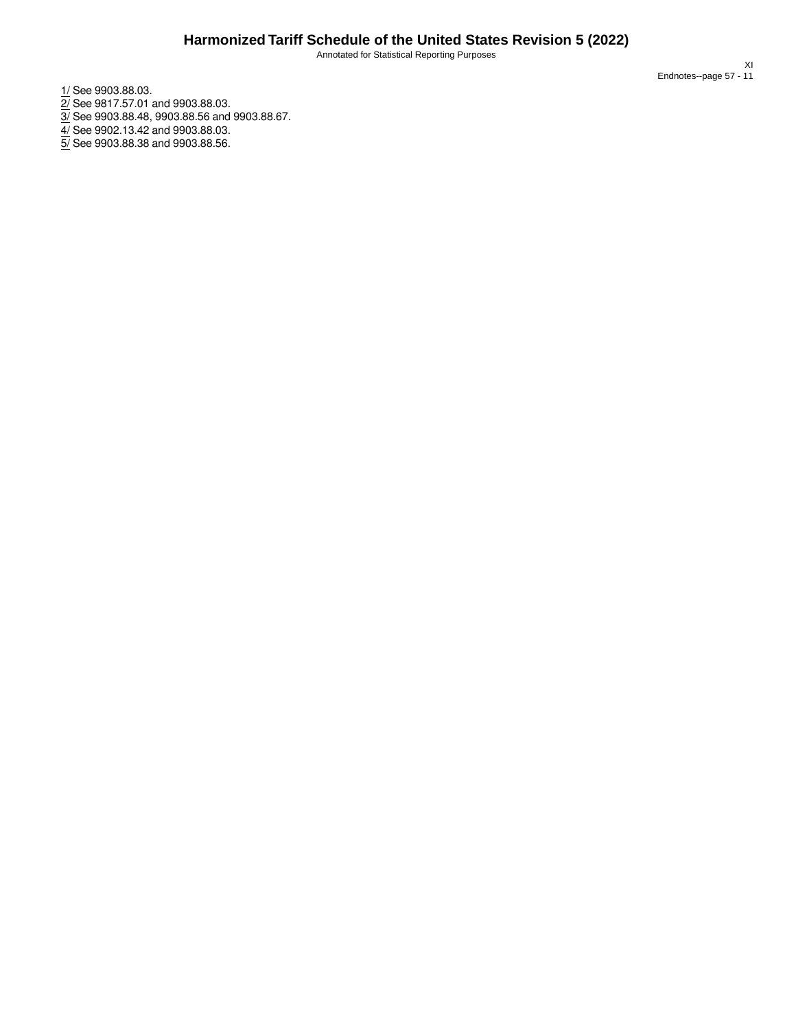1/ See 9903.88.03.
2/ See 9817.57.01 and 9903.88.03.
3/ See 9903.88.48, 9903.88.56 and 9903.88.67.
4/ See 9902.13.42 and 9903.88.03.
5/ See 9903.88.38 and 9903.88.56.